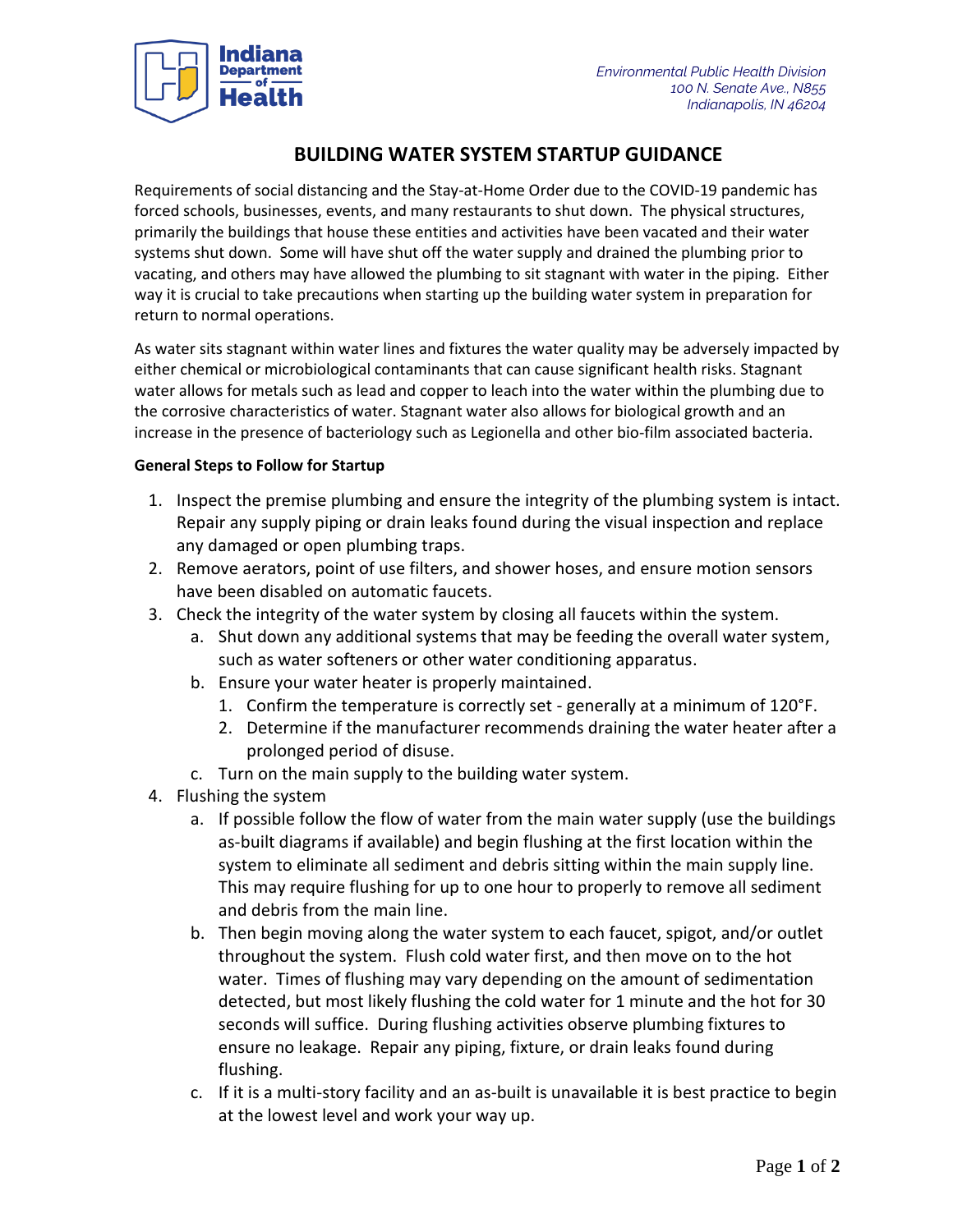Environmental Public Health Division
100 N. Senate Ave., N855
Indianapolis, IN 46204

# BUILDING WATER SYSTEM STARTUP GUIDANCE

Requirements of social distancing and the Stay-at-Home Order due to the COVID-19 pandemic has forced schools, businesses, events, and many restaurants to shut down. The physical structures, primarily the buildings that house these entities and activities have been vacated and their water systems shut down. Some will have shut off the water supply and drained the plumbing prior to vacating, and others may have allowed the plumbing to sit stagnant with water in the piping. Either way it is crucial to take precautions when starting up the building water system in preparation for return to normal operations.

As water sits stagnant within water lines and fixtures the water quality may be adversely impacted by either chemical or microbiological contaminants that can cause significant health risks. Stagnant water allows for metals such as lead and copper to leach into the water within the plumbing due to the corrosive characteristics of water. Stagnant water also allows for biological growth and an increase in the presence of bacteriology such as Legionella and other bio-film associated bacteria.

**General Steps to Follow for Startup**

1. Inspect the premise plumbing and ensure the integrity of the plumbing system is intact. Repair any supply piping or drain leaks found during the visual inspection and replace any damaged or open plumbing traps.
2. Remove aerators, point of use filters, and shower hoses, and ensure motion sensors have been disabled on automatic faucets.
3. Check the integrity of the water system by closing all faucets within the system.
   a. Shut down any additional systems that may be feeding the overall water system, such as water softeners or other water conditioning apparatus.
   b. Ensure your water heater is properly maintained.
      1. Confirm the temperature is correctly set - generally at a minimum of 120°F.
      2. Determine if the manufacturer recommends draining the water heater after a prolonged period of disuse.
   c. Turn on the main supply to the building water system.
4. Flushing the system
   a. If possible follow the flow of water from the main water supply (use the buildings as-built diagrams if available) and begin flushing at the first location within the system to eliminate all sediment and debris sitting within the main supply line. This may require flushing for up to one hour to properly to remove all sediment and debris from the main line.
   b. Then begin moving along the water system to each faucet, spigot, and/or outlet throughout the system. Flush cold water first, and then move on to the hot water. Times of flushing may vary depending on the amount of sedimentation detected, but most likely flushing the cold water for 1 minute and the hot for 30 seconds will suffice. During flushing activities observe plumbing fixtures to ensure no leakage. Repair any piping, fixture, or drain leaks found during flushing.
   c. If it is a multi-story facility and an as-built is unavailable it is best practice to begin at the lowest level and work your way up.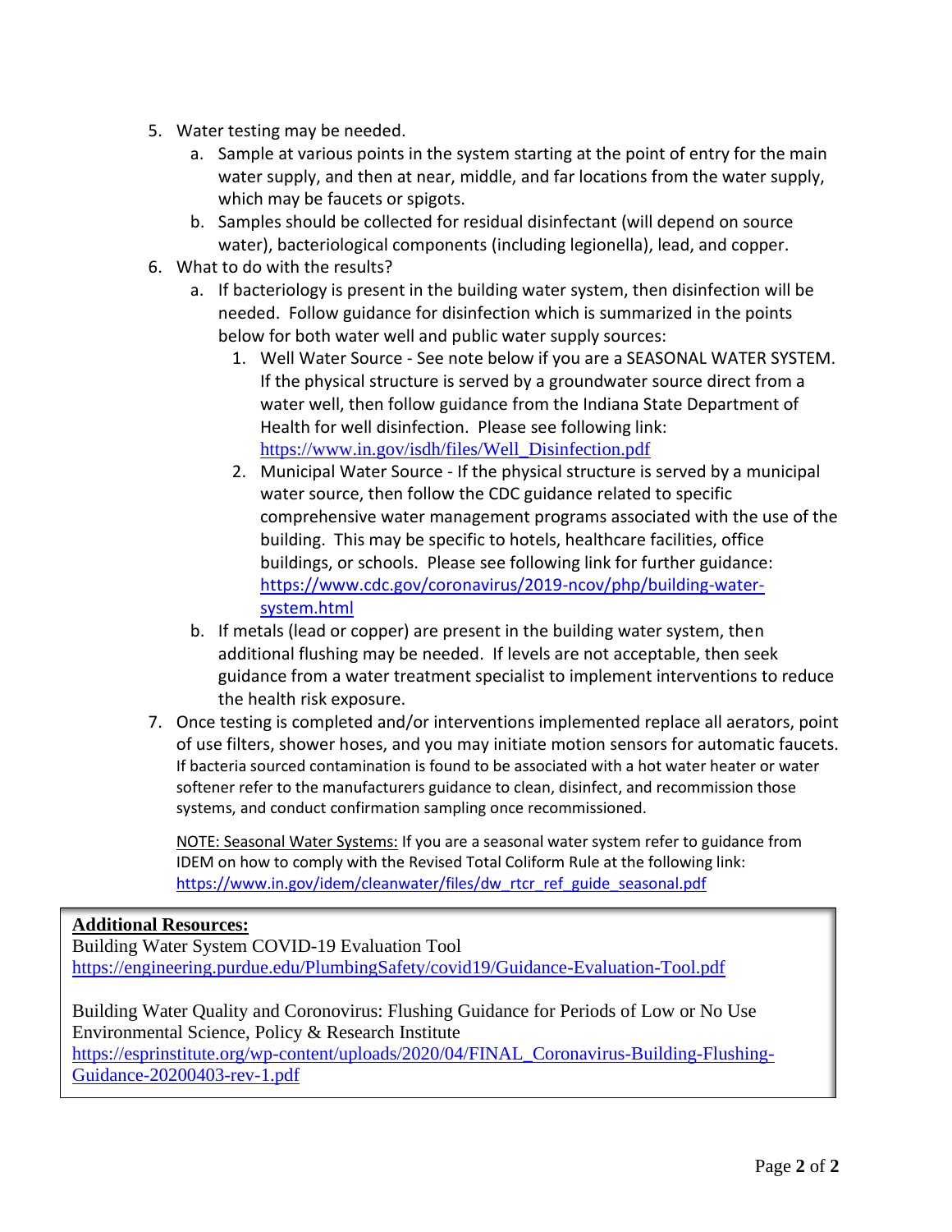5. Water testing may be needed.
    a. Sample at various points in the system starting at the point of entry for the main water supply, and then at near, middle, and far locations from the water supply, which may be faucets or spigots.
    b. Samples should be collected for residual disinfectant (will depend on source water), bacteriological components (including legionella), lead, and copper.
6. What to do with the results?
    a. If bacteriology is present in the building water system, then disinfection will be needed. Follow guidance for disinfection which is summarized in the points below for both water well and public water supply sources:
        1. Well Water Source - See note below if you are a SEASONAL WATER SYSTEM. If the physical structure is served by a groundwater source direct from a water well, then follow guidance from the Indiana State Department of Health for well disinfection. Please see following link: https://www.in.gov/isdh/files/Well_Disinfection.pdf
        2. Municipal Water Source - If the physical structure is served by a municipal water source, then follow the CDC guidance related to specific comprehensive water management programs associated with the use of the building. This may be specific to hotels, healthcare facilities, office buildings, or schools. Please see following link for further guidance: https://www.cdc.gov/coronavirus/2019-ncov/php/building-water-system.html
    b. If metals (lead or copper) are present in the building water system, then additional flushing may be needed. If levels are not acceptable, then seek guidance from a water treatment specialist to implement interventions to reduce the health risk exposure.
7. Once testing is completed and/or interventions implemented replace all aerators, point of use filters, shower hoses, and you may initiate motion sensors for automatic faucets. If bacteria sourced contamination is found to be associated with a hot water heater or water softener refer to the manufacturers guidance to clean, disinfect, and recommission those systems, and conduct confirmation sampling once recommissioned.

NOTE: Seasonal Water Systems: If you are a seasonal water system refer to guidance from IDEM on how to comply with the Revised Total Coliform Rule at the following link: https://www.in.gov/idem/cleanwater/files/dw_rtcr_ref_guide_seasonal.pdf

**Additional Resources:**

Building Water System COVID-19 Evaluation Tool
https://engineering.purdue.edu/PlumbingSafety/covid19/Guidance-Evaluation-Tool.pdf

Building Water Quality and Coronovirus: Flushing Guidance for Periods of Low or No Use
Environmental Science, Policy & Research Institute
https://esprinstitute.org/wp-content/uploads/2020/04/FINAL_Coronavirus-Building-Flushing-Guidance-20200403-rev-1.pdf